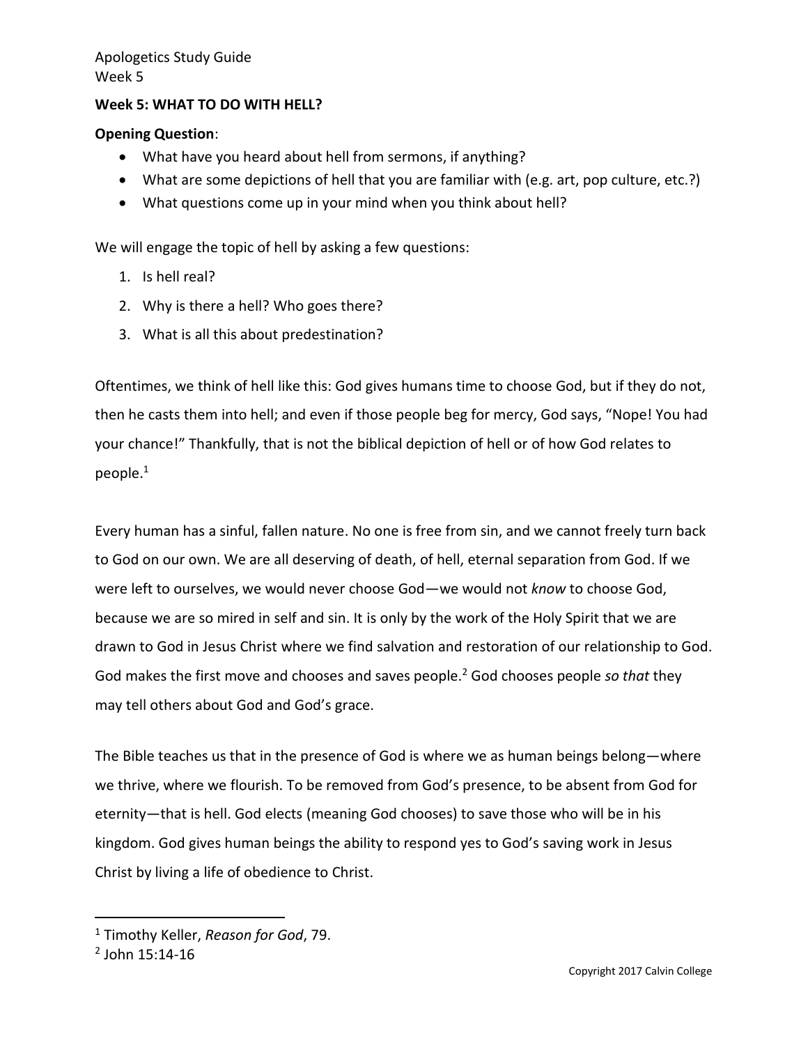Apologetics Study Guide
Week 5

**Week 5: WHAT TO DO WITH HELL?**

**Opening Question**:

- What have you heard about hell from sermons, if anything?
- What are some depictions of hell that you are familiar with (e.g. art, pop culture, etc.?)
- What questions come up in your mind when you think about hell?

We will engage the topic of hell by asking a few questions:

1. Is hell real?
2. Why is there a hell? Who goes there?
3. What is all this about predestination?

Oftentimes, we think of hell like this: God gives humans time to choose God, but if they do not, then he casts them into hell; and even if those people beg for mercy, God says, "Nope! You had your chance!" Thankfully, that is not the biblical depiction of hell or of how God relates to people.[1]

Every human has a sinful, fallen nature. No one is free from sin, and we cannot freely turn back to God on our own. We are all deserving of death, of hell, eternal separation from God. If we were left to ourselves, we would never choose God—we would not *know* to choose God, because we are so mired in self and sin. It is only by the work of the Holy Spirit that we are drawn to God in Jesus Christ where we find salvation and restoration of our relationship to God. God makes the first move and chooses and saves people.[2] God chooses people *so that* they may tell others about God and God's grace.

The Bible teaches us that in the presence of God is where we as human beings belong—where we thrive, where we flourish. To be removed from God's presence, to be absent from God for eternity—that is hell. God elects (meaning God chooses) to save those who will be in his kingdom. God gives human beings the ability to respond yes to God's saving work in Jesus Christ by living a life of obedience to Christ.

---

[1] Timothy Keller, *Reason for God*, 79.

[2] John 15:14-16

Copyright 2017 Calvin College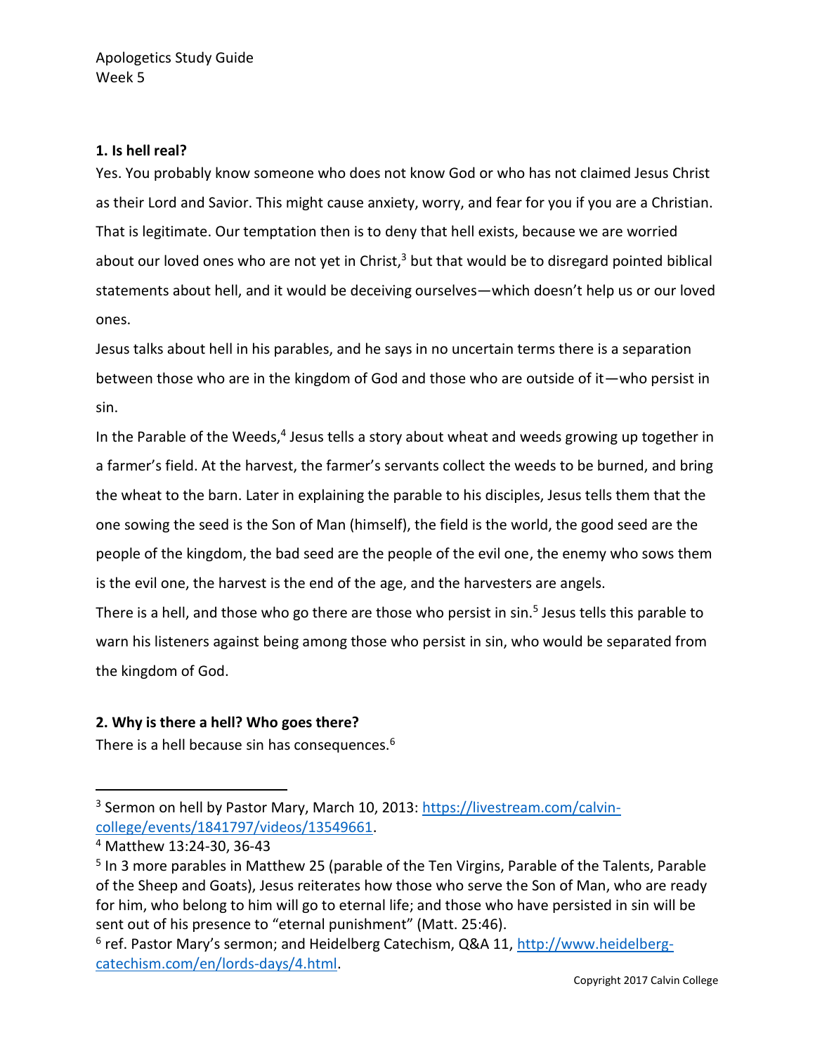Apologetics Study Guide
Week 5

**1. Is hell real?**

Yes. You probably know someone who does not know God or who has not claimed Jesus Christ as their Lord and Savior. This might cause anxiety, worry, and fear for you if you are a Christian. That is legitimate. Our temptation then is to deny that hell exists, because we are worried about our loved ones who are not yet in Christ,[3] but that would be to disregard pointed biblical statements about hell, and it would be deceiving ourselves—which doesn't help us or our loved ones.

Jesus talks about hell in his parables, and he says in no uncertain terms there is a separation between those who are in the kingdom of God and those who are outside of it—who persist in sin.

In the Parable of the Weeds,[4] Jesus tells a story about wheat and weeds growing up together in a farmer's field. At the harvest, the farmer's servants collect the weeds to be burned, and bring the wheat to the barn. Later in explaining the parable to his disciples, Jesus tells them that the one sowing the seed is the Son of Man (himself), the field is the world, the good seed are the people of the kingdom, the bad seed are the people of the evil one, the enemy who sows them is the evil one, the harvest is the end of the age, and the harvesters are angels.

There is a hell, and those who go there are those who persist in sin.[5] Jesus tells this parable to warn his listeners against being among those who persist in sin, who would be separated from the kingdom of God.

**2. Why is there a hell? Who goes there?**

There is a hell because sin has consequences.[6]

---

[3] Sermon on hell by Pastor Mary, March 10, 2013: https://livestream.com/calvin-college/events/1841797/videos/13549661.

[4] Matthew 13:24-30, 36-43

[5] In 3 more parables in Matthew 25 (parable of the Ten Virgins, Parable of the Talents, Parable of the Sheep and Goats), Jesus reiterates how those who serve the Son of Man, who are ready for him, who belong to him will go to eternal life; and those who have persisted in sin will be sent out of his presence to "eternal punishment" (Matt. 25:46).

[6] ref. Pastor Mary's sermon; and Heidelberg Catechism, Q&A 11, http://www.heidelberg-catechism.com/en/lords-days/4.html.

Copyright 2017 Calvin College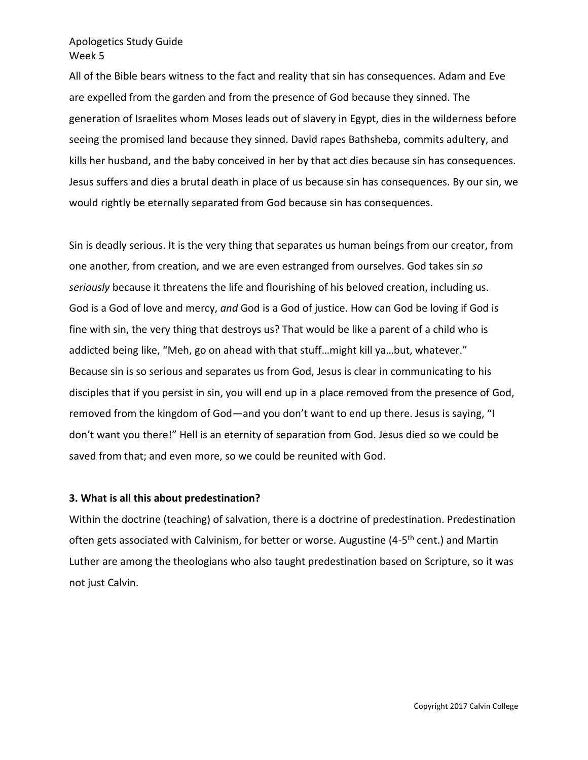All of the Bible bears witness to the fact and reality that sin has consequences. Adam and Eve are expelled from the garden and from the presence of God because they sinned. The generation of Israelites whom Moses leads out of slavery in Egypt, dies in the wilderness before seeing the promised land because they sinned. David rapes Bathsheba, commits adultery, and kills her husband, and the baby conceived in her by that act dies because sin has consequences. Jesus suffers and dies a brutal death in place of us because sin has consequences. By our sin, we would rightly be eternally separated from God because sin has consequences.

Sin is deadly serious. It is the very thing that separates us human beings from our creator, from one another, from creation, and we are even estranged from ourselves. God takes sin *so seriously* because it threatens the life and flourishing of his beloved creation, including us. God is a God of love and mercy, *and* God is a God of justice. How can God be loving if God is fine with sin, the very thing that destroys us? That would be like a parent of a child who is addicted being like, "Meh, go on ahead with that stuff…might kill ya…but, whatever." Because sin is so serious and separates us from God, Jesus is clear in communicating to his disciples that if you persist in sin, you will end up in a place removed from the presence of God, removed from the kingdom of God—and you don't want to end up there. Jesus is saying, "I don't want you there!" Hell is an eternity of separation from God. Jesus died so we could be saved from that; and even more, so we could be reunited with God.

**3. What is all this about predestination?**

Within the doctrine (teaching) of salvation, there is a doctrine of predestination. Predestination often gets associated with Calvinism, for better or worse. Augustine (4-5th cent.) and Martin Luther are among the theologians who also taught predestination based on Scripture, so it was not just Calvin.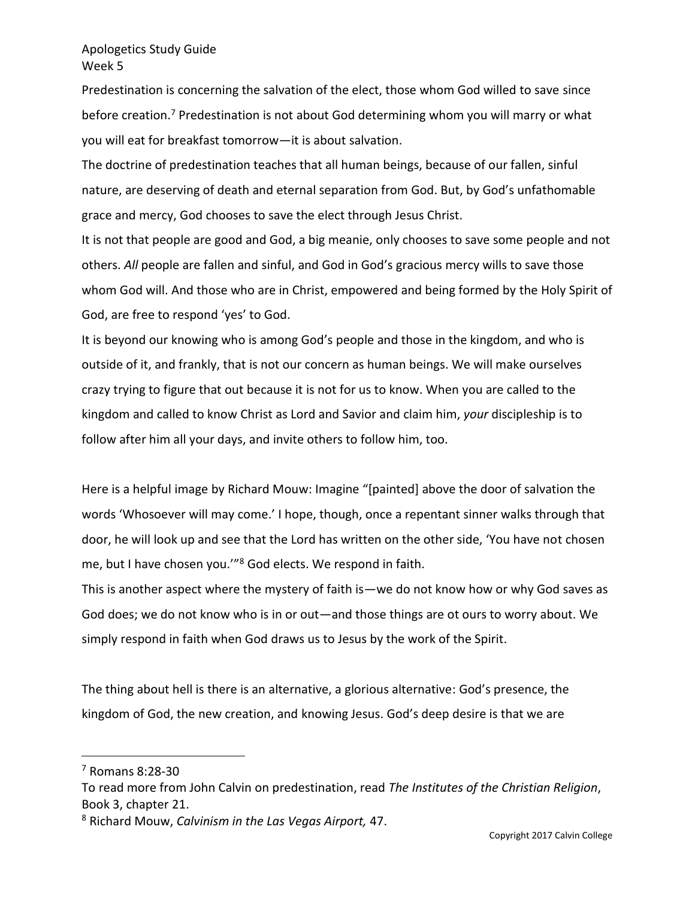Predestination is concerning the salvation of the elect, those whom God willed to save since before creation.[7] Predestination is not about God determining whom you will marry or what you will eat for breakfast tomorrow—it is about salvation.

The doctrine of predestination teaches that all human beings, because of our fallen, sinful nature, are deserving of death and eternal separation from God. But, by God's unfathomable grace and mercy, God chooses to save the elect through Jesus Christ.

It is not that people are good and God, a big meanie, only chooses to save some people and not others. *All* people are fallen and sinful, and God in God's gracious mercy wills to save those whom God will. And those who are in Christ, empowered and being formed by the Holy Spirit of God, are free to respond 'yes' to God.

It is beyond our knowing who is among God's people and those in the kingdom, and who is outside of it, and frankly, that is not our concern as human beings. We will make ourselves crazy trying to figure that out because it is not for us to know. When you are called to the kingdom and called to know Christ as Lord and Savior and claim him, *your* discipleship is to follow after him all your days, and invite others to follow him, too.

Here is a helpful image by Richard Mouw: Imagine "[painted] above the door of salvation the words 'Whosoever will may come.' I hope, though, once a repentant sinner walks through that door, he will look up and see that the Lord has written on the other side, 'You have not chosen me, but I have chosen you.'"[8] God elects. We respond in faith.

This is another aspect where the mystery of faith is—we do not know how or why God saves as God does; we do not know who is in or out—and those things are ot ours to worry about. We simply respond in faith when God draws us to Jesus by the work of the Spirit.

The thing about hell is there is an alternative, a glorious alternative: God's presence, the kingdom of God, the new creation, and knowing Jesus. God's deep desire is that we are

---

[7] Romans 8:28-30

To read more from John Calvin on predestination, read *The Institutes of the Christian Religion*, Book 3, chapter 21.

[8] Richard Mouw, *Calvinism in the Las Vegas Airport,* 47.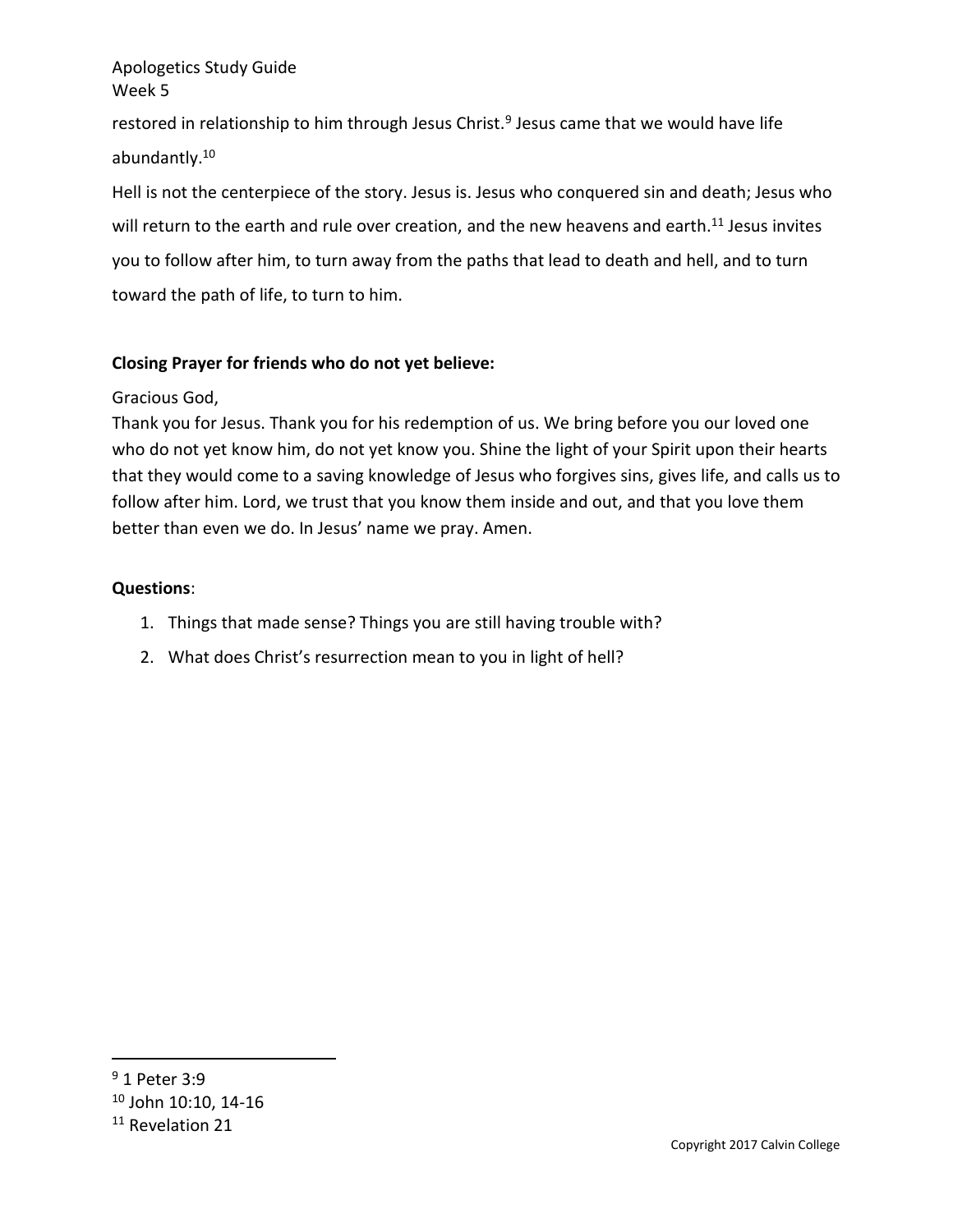restored in relationship to him through Jesus Christ.[9] Jesus came that we would have life abundantly.[10]

Hell is not the centerpiece of the story. Jesus is. Jesus who conquered sin and death; Jesus who will return to the earth and rule over creation, and the new heavens and earth.[11] Jesus invites you to follow after him, to turn away from the paths that lead to death and hell, and to turn toward the path of life, to turn to him.

**Closing Prayer for friends who do not yet believe:**

Gracious God,
Thank you for Jesus. Thank you for his redemption of us. We bring before you our loved one who do not yet know him, do not yet know you. Shine the light of your Spirit upon their hearts that they would come to a saving knowledge of Jesus who forgives sins, gives life, and calls us to follow after him. Lord, we trust that you know them inside and out, and that you love them better than even we do. In Jesus' name we pray. Amen.

**Questions**:

1. Things that made sense? Things you are still having trouble with?
2. What does Christ's resurrection mean to you in light of hell?

---

[9] 1 Peter 3:9
[10] John 10:10, 14-16
[11] Revelation 21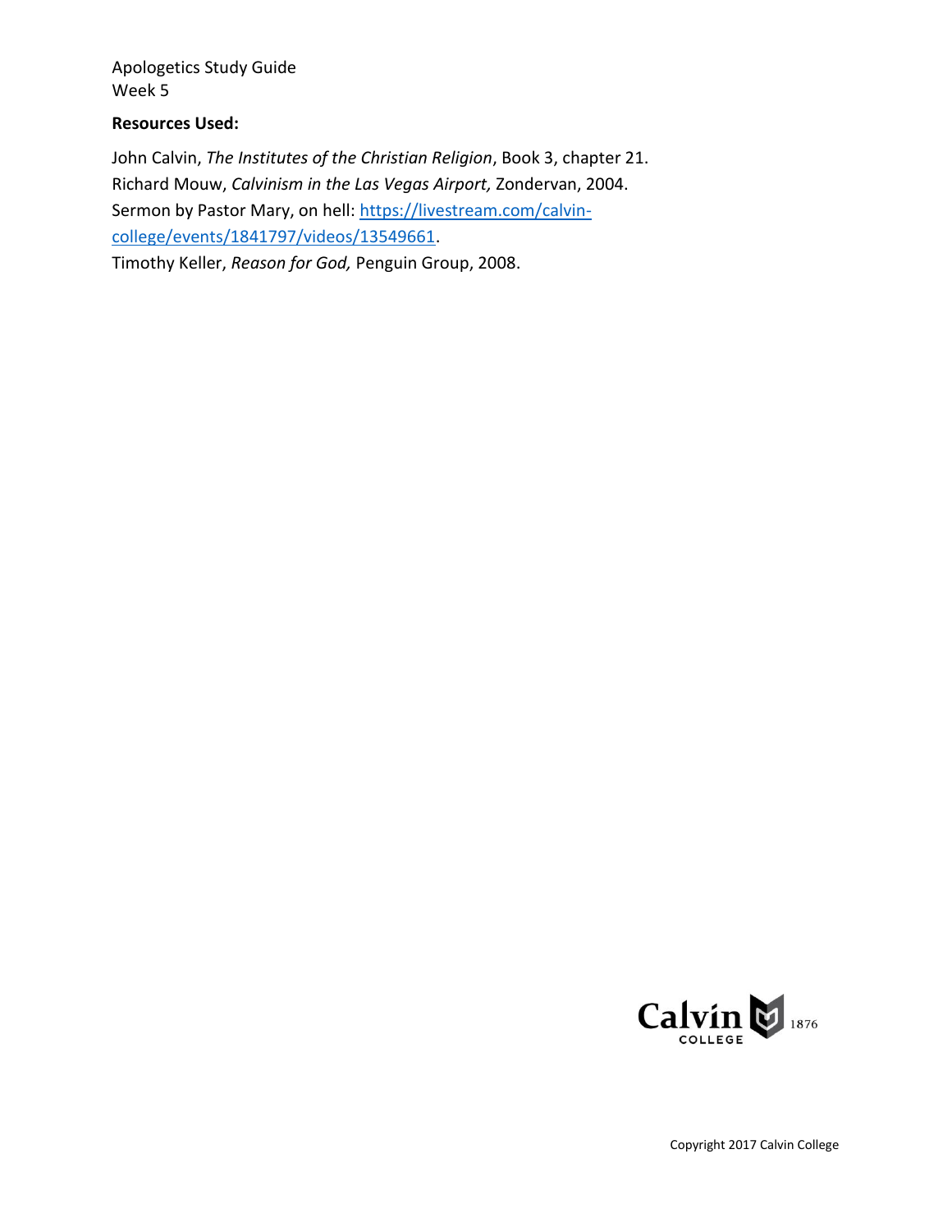Apologetics Study Guide
Week 5

**Resources Used:**

John Calvin, *The Institutes of the Christian Religion*, Book 3, chapter 21.
Richard Mouw, *Calvinism in the Las Vegas Airport,* Zondervan, 2004.
Sermon by Pastor Mary, on hell: [https://livestream.com/calvin-college/events/1841797/videos/13549661](https://livestream.com/calvin-college/events/1841797/videos/13549661).
Timothy Keller, *Reason for God,* Penguin Group, 2008.

Copyright 2017 Calvin College